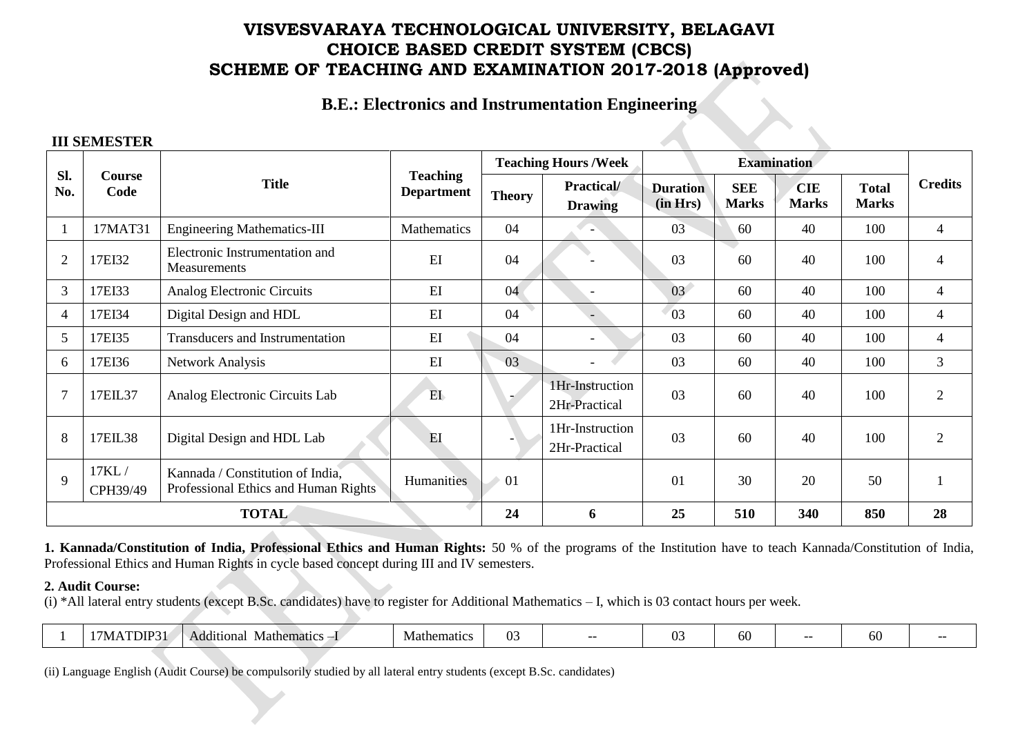# VISVESVARAYA TECHNOLOGICAL UNIVERSITY, BELAGAVI
# CHOICE BASED CREDIT SYSTEM (CBCS)
# SCHEME OF TEACHING AND EXAMINATION 2017-2018 (Approved)

## B.E.: Electronics and Instrumentation Engineering

### III SEMESTER

| Sl. No. | Course Code | Title | Teaching Department | Teaching Hours /Week | | Examination | | | | Credits |
|---|---|---|---|---|---|---|---|---|---|---|
| | | | | Theory | Practical/ Drawing | Duration (in Hrs) | SEE Marks | CIE Marks | Total Marks | |
| 1 | 17MAT31 | Engineering Mathematics-III | Mathematics | 04 | - | 03 | 60 | 40 | 100 | 4 |
| 2 | 17EI32 | Electronic Instrumentation and Measurements | EI | 04 | - | 03 | 60 | 40 | 100 | 4 |
| 3 | 17EI33 | Analog Electronic Circuits | EI | 04 | - | 03 | 60 | 40 | 100 | 4 |
| 4 | 17EI34 | Digital Design and HDL | EI | 04 | - | 03 | 60 | 40 | 100 | 4 |
| 5 | 17EI35 | Transducers and Instrumentation | EI | 04 | - | 03 | 60 | 40 | 100 | 4 |
| 6 | 17EI36 | Network Analysis | EI | 03 | - | 03 | 60 | 40 | 100 | 3 |
| 7 | 17EIL37 | Analog Electronic Circuits Lab | EI | - | 1Hr-Instruction 2Hr-Practical | 03 | 60 | 40 | 100 | 2 |
| 8 | 17EIL38 | Digital Design and HDL Lab | EI | - | 1Hr-Instruction 2Hr-Practical | 03 | 60 | 40 | 100 | 2 |
| 9 | 17KL / CPH39/49 | Kannada / Constitution of India, Professional Ethics and Human Rights | Humanities | 01 | | 01 | 30 | 20 | 50 | 1 |
| **TOTAL** | | | | **24** | **6** | **25** | **510** | **340** | **850** | **28** |

**1. Kannada/Constitution of India, Professional Ethics and Human Rights:** 50 % of the programs of the Institution have to teach Kannada/Constitution of India, Professional Ethics and Human Rights in cycle based concept during III and IV semesters.

**2. Audit Course:**

(i) *All lateral entry students (except B.Sc. candidates) have to register for Additional Mathematics – I, which is 03 contact hours per week.

| 1 | 17MATDIP31 | Additional Mathematics –I | Mathematics | 03 | -- | 03 | 60 | -- | 60 | -- |
|---|---|---|---|---|---|---|---|---|---|---|

(ii) Language English (Audit Course) be compulsorily studied by all lateral entry students (except B.Sc. candidates)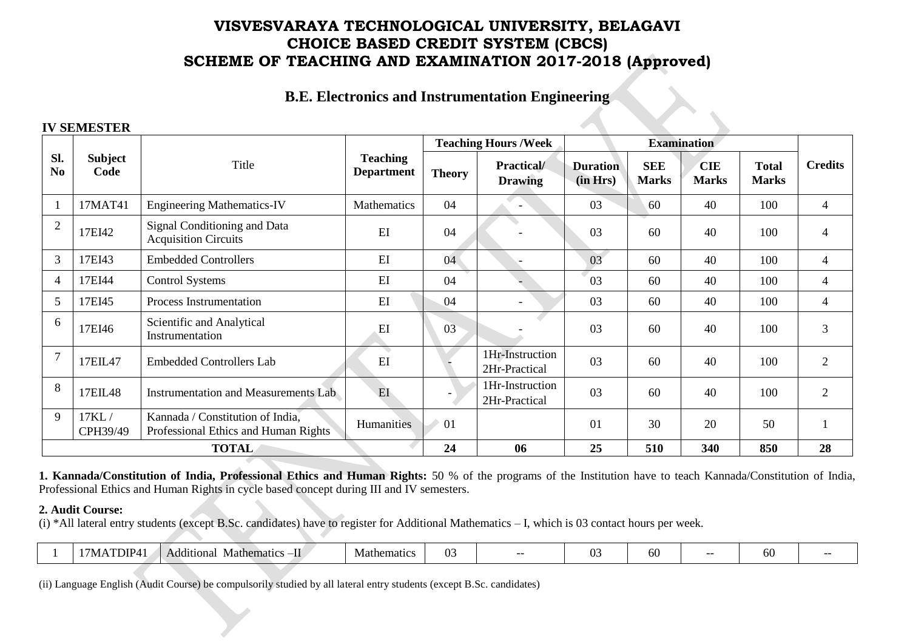# VISVESVARAYA TECHNOLOGICAL UNIVERSITY, BELAGAVI
# CHOICE BASED CREDIT SYSTEM (CBCS)
# SCHEME OF TEACHING AND EXAMINATION 2017-2018 (Approved)

## B.E. Electronics and Instrumentation Engineering

**IV SEMESTER**

| Sl. No | Subject Code | Title | Teaching Department | Teaching Hours /Week | | Examination | | | | Credits |
|---|---|---|---|---|---|---|---|---|---|---|
| | | | | Theory | Practical/ Drawing | Duration (in Hrs) | SEE Marks | CIE Marks | Total Marks | |
| 1 | 17MAT41 | Engineering Mathematics-IV | Mathematics | 04 | - | 03 | 60 | 40 | 100 | 4 |
| 2 | 17EI42 | Signal Conditioning and Data Acquisition Circuits | EI | 04 | - | 03 | 60 | 40 | 100 | 4 |
| 3 | 17EI43 | Embedded Controllers | EI | 04 | - | 03 | 60 | 40 | 100 | 4 |
| 4 | 17EI44 | Control Systems | EI | 04 | - | 03 | 60 | 40 | 100 | 4 |
| 5 | 17EI45 | Process Instrumentation | EI | 04 | - | 03 | 60 | 40 | 100 | 4 |
| 6 | 17EI46 | Scientific and Analytical Instrumentation | EI | 03 | - | 03 | 60 | 40 | 100 | 3 |
| 7 | 17EIL47 | Embedded Controllers Lab | EI | - | 1Hr-Instruction 2Hr-Practical | 03 | 60 | 40 | 100 | 2 |
| 8 | 17EIL48 | Instrumentation and Measurements Lab | EI | - | 1Hr-Instruction 2Hr-Practical | 03 | 60 | 40 | 100 | 2 |
| 9 | 17KL / CPH39/49 | Kannada / Constitution of India, Professional Ethics and Human Rights | Humanities | 01 | | 01 | 30 | 20 | 50 | 1 |
| | | **TOTAL** | | **24** | **06** | **25** | **510** | **340** | **850** | **28** |

**1. Kannada/Constitution of India, Professional Ethics and Human Rights:** 50 % of the programs of the Institution have to teach Kannada/Constitution of India, Professional Ethics and Human Rights in cycle based concept during III and IV semesters.

**2. Audit Course:**

(i) *All lateral entry students (except B.Sc. candidates) have to register for Additional Mathematics – I, which is 03 contact hours per week.

| | | | | | | | | | | |
|---|---|---|---|---|---|---|---|---|---|---|
| 1 | 17MATDIP41 | Additional Mathematics –II | Mathematics | 03 | -- | 03 | 60 | -- | 60 | -- |

(ii) Language English (Audit Course) be compulsorily studied by all lateral entry students (except B.Sc. candidates)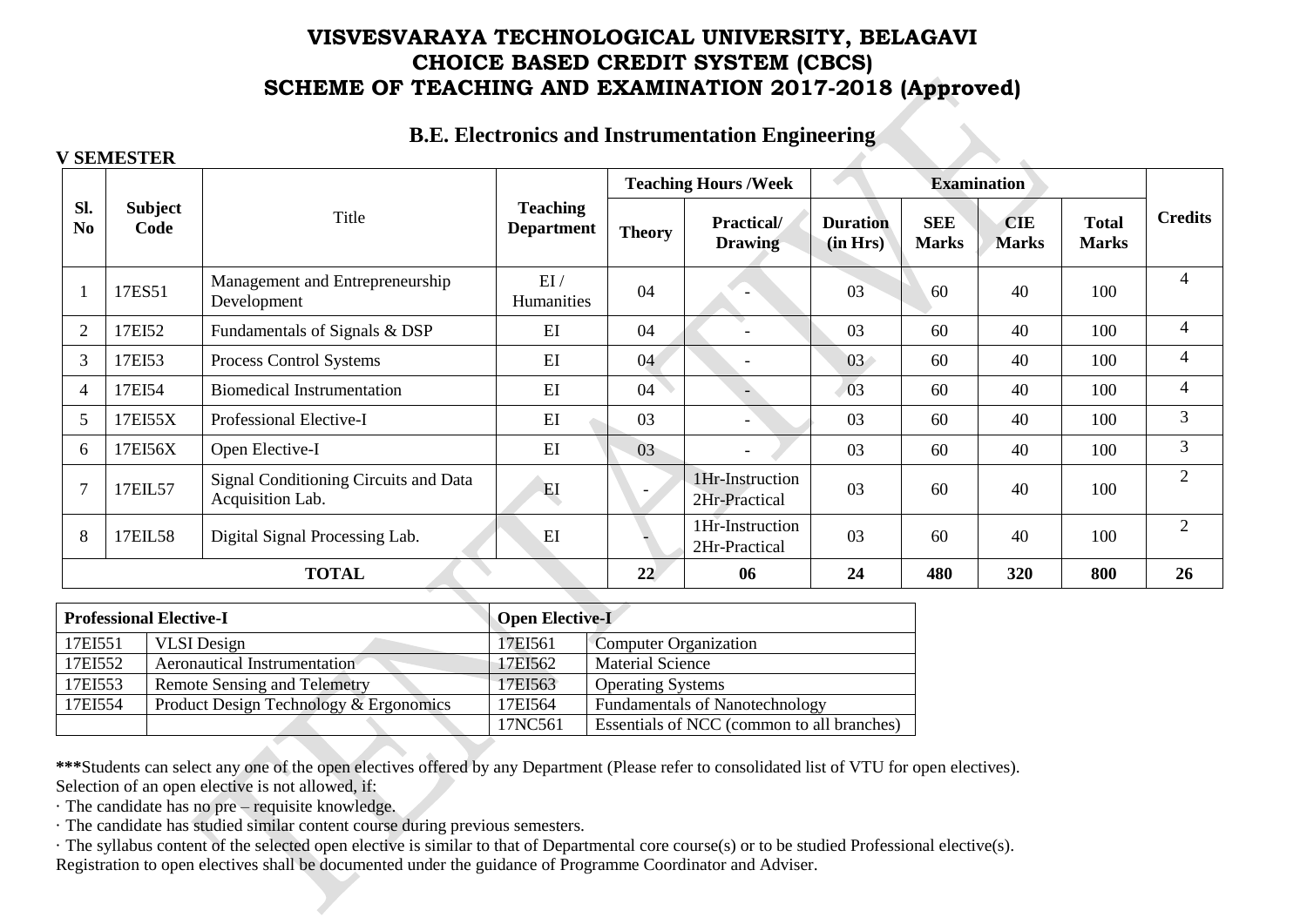# VISVESVARAYA TECHNOLOGICAL UNIVERSITY, BELAGAVI
## CHOICE BASED CREDIT SYSTEM (CBCS)
## SCHEME OF TEACHING AND EXAMINATION 2017-2018 (Approved)

### B.E. Electronics and Instrumentation Engineering

**V SEMESTER**

| Sl. No | Subject Code | Title | Teaching Department | Teaching Hours /Week | | Examination | | | | Credits |
|---|---|---|---|---|---|---|---|---|---|---|
| | | | | Theory | Practical/ Drawing | Duration (in Hrs) | SEE Marks | CIE Marks | Total Marks | |
| 1 | 17ES51 | Management and Entrepreneurship Development | EI / Humanities | 04 | - | 03 | 60 | 40 | 100 | 4 |
| 2 | 17EI52 | Fundamentals of Signals & DSP | EI | 04 | - | 03 | 60 | 40 | 100 | 4 |
| 3 | 17EI53 | Process Control Systems | EI | 04 | - | 03 | 60 | 40 | 100 | 4 |
| 4 | 17EI54 | Biomedical Instrumentation | EI | 04 | - | 03 | 60 | 40 | 100 | 4 |
| 5 | 17EI55X | Professional Elective-I | EI | 03 | - | 03 | 60 | 40 | 100 | 3 |
| 6 | 17EI56X | Open Elective-I | EI | 03 | - | 03 | 60 | 40 | 100 | 3 |
| 7 | 17EIL57 | Signal Conditioning Circuits and Data Acquisition Lab. | EI | - | 1Hr-Instruction 2Hr-Practical | 03 | 60 | 40 | 100 | 2 |
| 8 | 17EIL58 | Digital Signal Processing Lab. | EI | - | 1Hr-Instruction 2Hr-Practical | 03 | 60 | 40 | 100 | 2 |
| **TOTAL** | | | | **22** | **06** | **24** | **480** | **320** | **800** | **26** |

| **Professional Elective-I** | | **Open Elective-I** | |
|---|---|---|---|
| 17EI551 | VLSI Design | 17EI561 | Computer Organization |
| 17EI552 | Aeronautical Instrumentation | 17EI562 | Material Science |
| 17EI553 | Remote Sensing and Telemetry | 17EI563 | Operating Systems |
| 17EI554 | Product Design Technology & Ergonomics | 17EI564 | Fundamentals of Nanotechnology |
| | | 17NC561 | Essentials of NCC (common to all branches) |

**\*\*\***Students can select any one of the open electives offered by any Department (Please refer to consolidated list of VTU for open electives).
Selection of an open elective is not allowed, if:

· The candidate has no pre – requisite knowledge.
· The candidate has studied similar content course during previous semesters.
· The syllabus content of the selected open elective is similar to that of Departmental core course(s) or to be studied Professional elective(s).

Registration to open electives shall be documented under the guidance of Programme Coordinator and Adviser.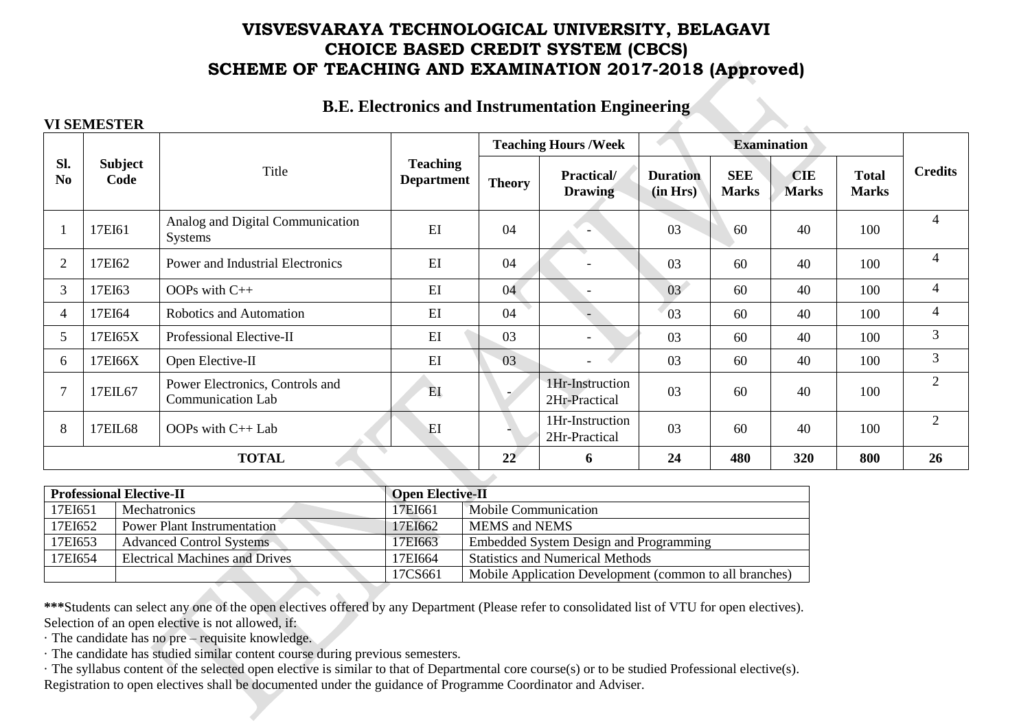# VISVESVARAYA TECHNOLOGICAL UNIVERSITY, BELAGAVI
# CHOICE BASED CREDIT SYSTEM (CBCS)
# SCHEME OF TEACHING AND EXAMINATION 2017-2018 (Approved)

## B.E. Electronics and Instrumentation Engineering

**VI SEMESTER**

| Sl. No | Subject Code | Title | Teaching Department | Teaching Hours /Week | | Examination | | | | Credits |
|---|---|---|---|---|---|---|---|---|---|---|
| | | | | Theory | Practical/ Drawing | Duration (in Hrs) | SEE Marks | CIE Marks | Total Marks | |
| 1 | 17EI61 | Analog and Digital Communication Systems | EI | 04 | - | 03 | 60 | 40 | 100 | 4 |
| 2 | 17EI62 | Power and Industrial Electronics | EI | 04 | - | 03 | 60 | 40 | 100 | 4 |
| 3 | 17EI63 | OOPs with C++ | EI | 04 | - | 03 | 60 | 40 | 100 | 4 |
| 4 | 17EI64 | Robotics and Automation | EI | 04 | - | 03 | 60 | 40 | 100 | 4 |
| 5 | 17EI65X | Professional Elective-II | EI | 03 | - | 03 | 60 | 40 | 100 | 3 |
| 6 | 17EI66X | Open Elective-II | EI | 03 | - | 03 | 60 | 40 | 100 | 3 |
| 7 | 17EIL67 | Power Electronics, Controls and Communication Lab | EI | - | 1Hr-Instruction 2Hr-Practical | 03 | 60 | 40 | 100 | 2 |
| 8 | 17EIL68 | OOPs with C++ Lab | EI | - | 1Hr-Instruction 2Hr-Practical | 03 | 60 | 40 | 100 | 2 |
| **TOTAL** | | | | **22** | **6** | **24** | **480** | **320** | **800** | **26** |

| **Professional Elective-II** | | **Open Elective-II** | |
|---|---|---|---|
| 17EI651 | Mechatronics | 17EI661 | Mobile Communication |
| 17EI652 | Power Plant Instrumentation | 17EI662 | MEMS and NEMS |
| 17EI653 | Advanced Control Systems | 17EI663 | Embedded System Design and Programming |
| 17EI654 | Electrical Machines and Drives | 17EI664 | Statistics and Numerical Methods |
| | | 17CS661 | Mobile Application Development (common to all branches) |

**\*\*\***Students can select any one of the open electives offered by any Department (Please refer to consolidated list of VTU for open electives).
Selection of an open elective is not allowed, if:

· The candidate has no pre – requisite knowledge.
· The candidate has studied similar content course during previous semesters.
· The syllabus content of the selected open elective is similar to that of Departmental core course(s) or to be studied Professional elective(s).

Registration to open electives shall be documented under the guidance of Programme Coordinator and Adviser.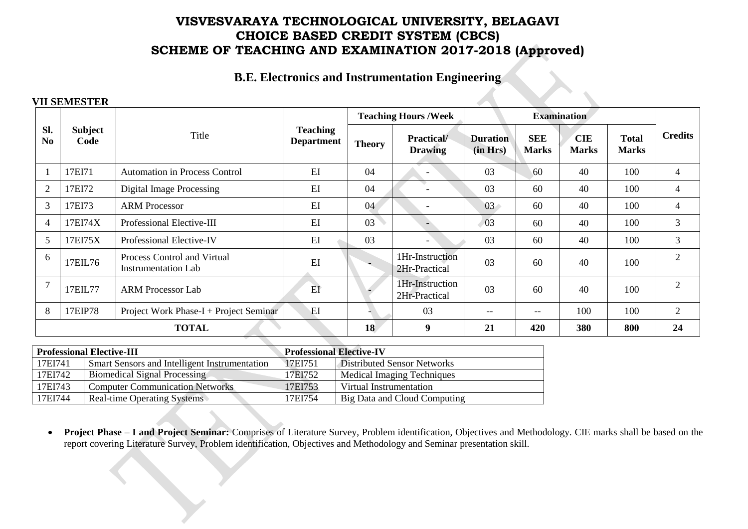# VISVESVARAYA TECHNOLOGICAL UNIVERSITY, BELAGAVI
# CHOICE BASED CREDIT SYSTEM (CBCS)
# SCHEME OF TEACHING AND EXAMINATION 2017-2018 (Approved)

## B.E. Electronics and Instrumentation Engineering

**VII SEMESTER**

| Sl. No | Subject Code | Title | Teaching Department | Teaching Hours /Week | | Examination | | | | Credits |
|---|---|---|---|---|---|---|---|---|---|---|
| | | | | Theory | Practical/ Drawing | Duration (in Hrs) | SEE Marks | CIE Marks | Total Marks | |
| 1 | 17EI71 | Automation in Process Control | EI | 04 | - | 03 | 60 | 40 | 100 | 4 |
| 2 | 17EI72 | Digital Image Processing | EI | 04 | - | 03 | 60 | 40 | 100 | 4 |
| 3 | 17EI73 | ARM Processor | EI | 04 | - | 03 | 60 | 40 | 100 | 4 |
| 4 | 17EI74X | Professional Elective-III | EI | 03 | - | 03 | 60 | 40 | 100 | 3 |
| 5 | 17EI75X | Professional Elective-IV | EI | 03 | - | 03 | 60 | 40 | 100 | 3 |
| 6 | 17EIL76 | Process Control and Virtual Instrumentation Lab | EI | - | 1Hr-Instruction 2Hr-Practical | 03 | 60 | 40 | 100 | 2 |
| 7 | 17EIL77 | ARM Processor Lab | EI | - | 1Hr-Instruction 2Hr-Practical | 03 | 60 | 40 | 100 | 2 |
| 8 | 17EIP78 | Project Work Phase-I + Project Seminar | EI | - | 03 | -- | -- | 100 | 100 | 2 |
| **TOTAL** | | | | **18** | **9** | **21** | **420** | **380** | **800** | **24** |

| Professional Elective-III | | Professional Elective-IV | |
|---|---|---|---|
| 17EI741 | Smart Sensors and Intelligent Instrumentation | 17EI751 | Distributed Sensor Networks |
| 17EI742 | Biomedical Signal Processing | 17EI752 | Medical Imaging Techniques |
| 17EI743 | Computer Communication Networks | 17EI753 | Virtual Instrumentation |
| 17EI744 | Real-time Operating Systems | 17EI754 | Big Data and Cloud Computing |

- **Project Phase – I and Project Seminar:** Comprises of Literature Survey, Problem identification, Objectives and Methodology. CIE marks shall be based on the report covering Literature Survey, Problem identification, Objectives and Methodology and Seminar presentation skill.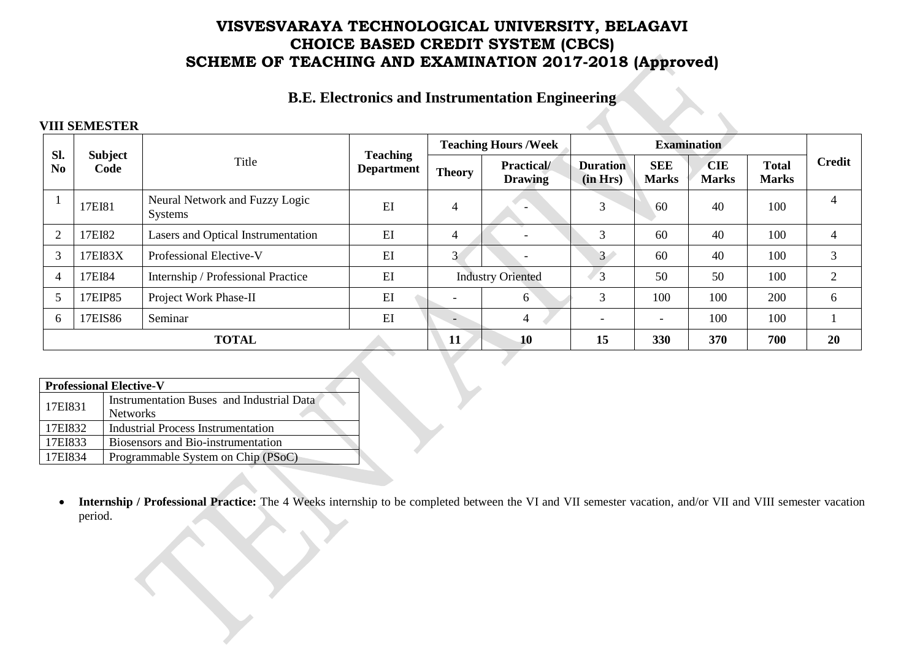# VISVESVARAYA TECHNOLOGICAL UNIVERSITY, BELAGAVI
# CHOICE BASED CREDIT SYSTEM (CBCS)
# SCHEME OF TEACHING AND EXAMINATION 2017-2018 (Approved)

## B.E. Electronics and Instrumentation Engineering

**VIII SEMESTER**

| Sl. No | Subject Code | Title | Teaching Department | Teaching Hours /Week | | Examination | | | | Credit |
|---|---|---|---|---|---|---|---|---|---|---|
| | | | | Theory | Practical/ Drawing | Duration (in Hrs) | SEE Marks | CIE Marks | Total Marks | |
| 1 | 17EI81 | Neural Network and Fuzzy Logic Systems | EI | 4 | - | 3 | 60 | 40 | 100 | 4 |
| 2 | 17EI82 | Lasers and Optical Instrumentation | EI | 4 | - | 3 | 60 | 40 | 100 | 4 |
| 3 | 17EI83X | Professional Elective-V | EI | 3 | - | 3 | 60 | 40 | 100 | 3 |
| 4 | 17EI84 | Internship / Professional Practice | EI | Industry Oriented | | 3 | 50 | 50 | 100 | 2 |
| 5 | 17EIP85 | Project Work Phase-II | EI | - | 6 | 3 | 100 | 100 | 200 | 6 |
| 6 | 17EIS86 | Seminar | EI | - | 4 | - | - | 100 | 100 | 1 |
| **TOTAL** | | | | **11** | **10** | **15** | **330** | **370** | **700** | **20** |

| **Professional Elective-V** | |
|---|---|
| 17EI831 | Instrumentation Buses and Industrial Data Networks |
| 17EI832 | Industrial Process Instrumentation |
| 17EI833 | Biosensors and Bio-instrumentation |
| 17EI834 | Programmable System on Chip (PSoC) |

- **Internship / Professional Practice:** The 4 Weeks internship to be completed between the VI and VII semester vacation, and/or VII and VIII semester vacation period.